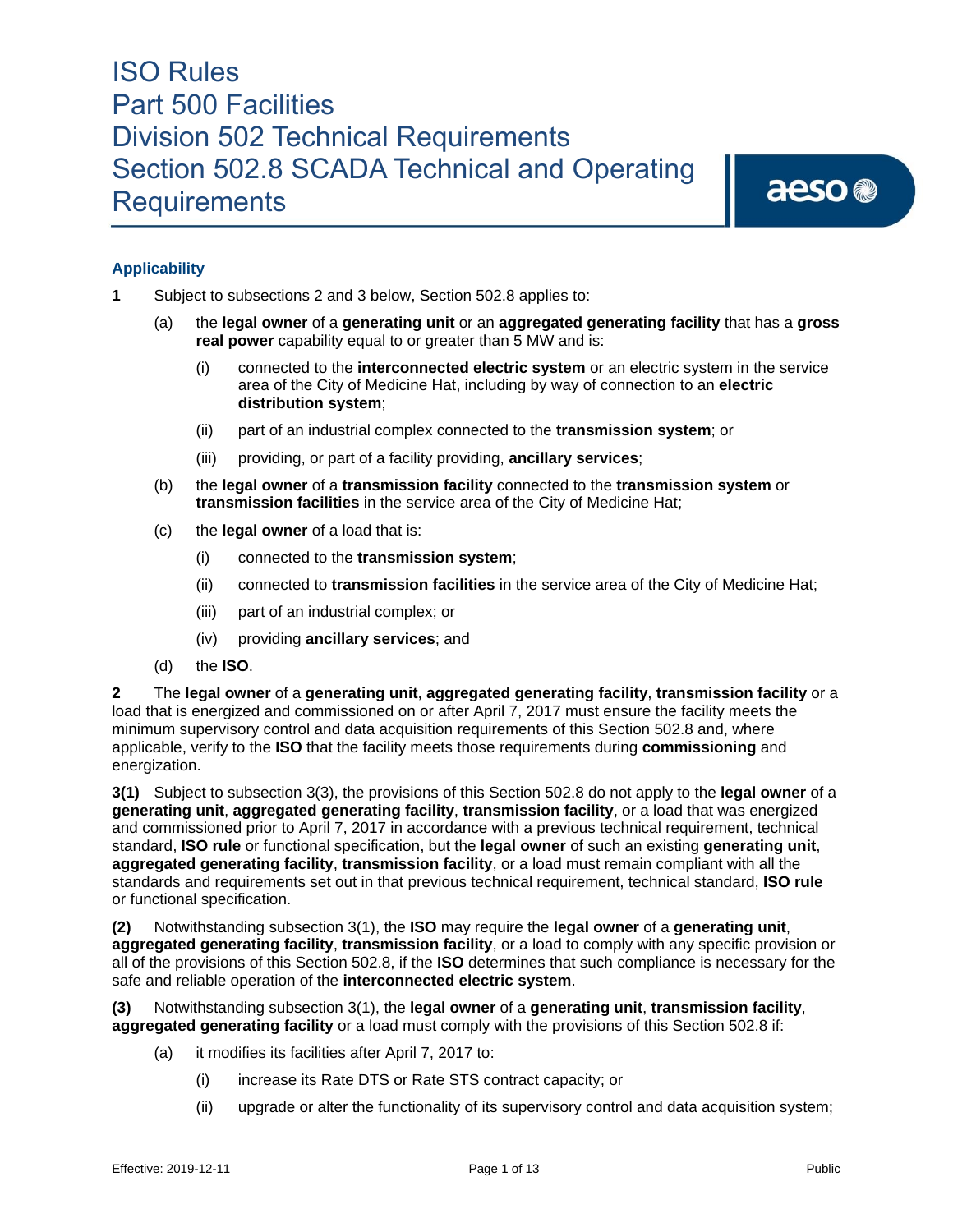# ISO Rules
# Part 500 Facilities
# Division 502 Technical Requirements
# Section 502.8 SCADA Technical and Operating Requirements

## Applicability

**1** Subject to subsections 2 and 3 below, Section 502.8 applies to:

(a) the **legal owner** of a **generating unit** or an **aggregated generating facility** that has a **gross real power** capability equal to or greater than 5 MW and is:

(i) connected to the **interconnected electric system** or an electric system in the service area of the City of Medicine Hat, including by way of connection to an **electric distribution system**;

(ii) part of an industrial complex connected to the **transmission system**; or

(iii) providing, or part of a facility providing, **ancillary services**;

(b) the **legal owner** of a **transmission facility** connected to the **transmission system** or **transmission facilities** in the service area of the City of Medicine Hat;

(c) the **legal owner** of a load that is:

(i) connected to the **transmission system**;

(ii) connected to **transmission facilities** in the service area of the City of Medicine Hat;

(iii) part of an industrial complex; or

(iv) providing **ancillary services**; and

(d) the **ISO**.

**2** The **legal owner** of a **generating unit**, **aggregated generating facility**, **transmission facility** or a load that is energized and commissioned on or after April 7, 2017 must ensure the facility meets the minimum supervisory control and data acquisition requirements of this Section 502.8 and, where applicable, verify to the **ISO** that the facility meets those requirements during **commissioning** and energization.

**3(1)** Subject to subsection 3(3), the provisions of this Section 502.8 do not apply to the **legal owner** of a **generating unit**, **aggregated generating facility**, **transmission facility**, or a load that was energized and commissioned prior to April 7, 2017 in accordance with a previous technical requirement, technical standard, **ISO rule** or functional specification, but the **legal owner** of such an existing **generating unit**, **aggregated generating facility**, **transmission facility**, or a load must remain compliant with all the standards and requirements set out in that previous technical requirement, technical standard, **ISO rule** or functional specification.

**(2)** Notwithstanding subsection 3(1), the **ISO** may require the **legal owner** of a **generating unit**, **aggregated generating facility**, **transmission facility**, or a load to comply with any specific provision or all of the provisions of this Section 502.8, if the **ISO** determines that such compliance is necessary for the safe and reliable operation of the **interconnected electric system**.

**(3)** Notwithstanding subsection 3(1), the **legal owner** of a **generating unit**, **transmission facility**, **aggregated generating facility** or a load must comply with the provisions of this Section 502.8 if:

(a) it modifies its facilities after April 7, 2017 to:

(i) increase its Rate DTS or Rate STS contract capacity; or

(ii) upgrade or alter the functionality of its supervisory control and data acquisition system;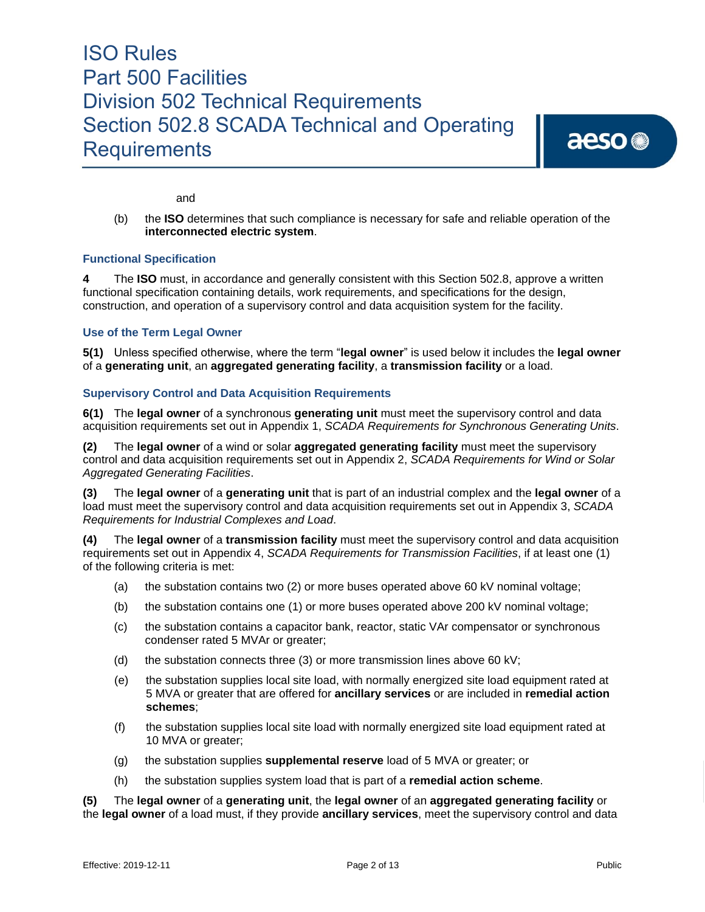and

(b) the **ISO** determines that such compliance is necessary for safe and reliable operation of the **interconnected electric system**.

### Functional Specification

**4** The **ISO** must, in accordance and generally consistent with this Section 502.8, approve a written functional specification containing details, work requirements, and specifications for the design, construction, and operation of a supervisory control and data acquisition system for the facility.

### Use of the Term Legal Owner

**5(1)** Unless specified otherwise, where the term "**legal owner**" is used below it includes the **legal owner** of a **generating unit**, an **aggregated generating facility**, a **transmission facility** or a load.

### Supervisory Control and Data Acquisition Requirements

**6(1)** The **legal owner** of a synchronous **generating unit** must meet the supervisory control and data acquisition requirements set out in Appendix 1, *SCADA Requirements for Synchronous Generating Units*.

**(2)** The **legal owner** of a wind or solar **aggregated generating facility** must meet the supervisory control and data acquisition requirements set out in Appendix 2, *SCADA Requirements for Wind or Solar Aggregated Generating Facilities*.

**(3)** The **legal owner** of a **generating unit** that is part of an industrial complex and the **legal owner** of a load must meet the supervisory control and data acquisition requirements set out in Appendix 3, *SCADA Requirements for Industrial Complexes and Load*.

**(4)** The **legal owner** of a **transmission facility** must meet the supervisory control and data acquisition requirements set out in Appendix 4, *SCADA Requirements for Transmission Facilities*, if at least one (1) of the following criteria is met:

(a) the substation contains two (2) or more buses operated above 60 kV nominal voltage;

(b) the substation contains one (1) or more buses operated above 200 kV nominal voltage;

(c) the substation contains a capacitor bank, reactor, static VAr compensator or synchronous condenser rated 5 MVAr or greater;

(d) the substation connects three (3) or more transmission lines above 60 kV;

(e) the substation supplies local site load, with normally energized site load equipment rated at 5 MVA or greater that are offered for **ancillary services** or are included in **remedial action schemes**;

(f) the substation supplies local site load with normally energized site load equipment rated at 10 MVA or greater;

(g) the substation supplies **supplemental reserve** load of 5 MVA or greater; or

(h) the substation supplies system load that is part of a **remedial action scheme**.

**(5)** The **legal owner** of a **generating unit**, the **legal owner** of an **aggregated generating facility** or the **legal owner** of a load must, if they provide **ancillary services**, meet the supervisory control and data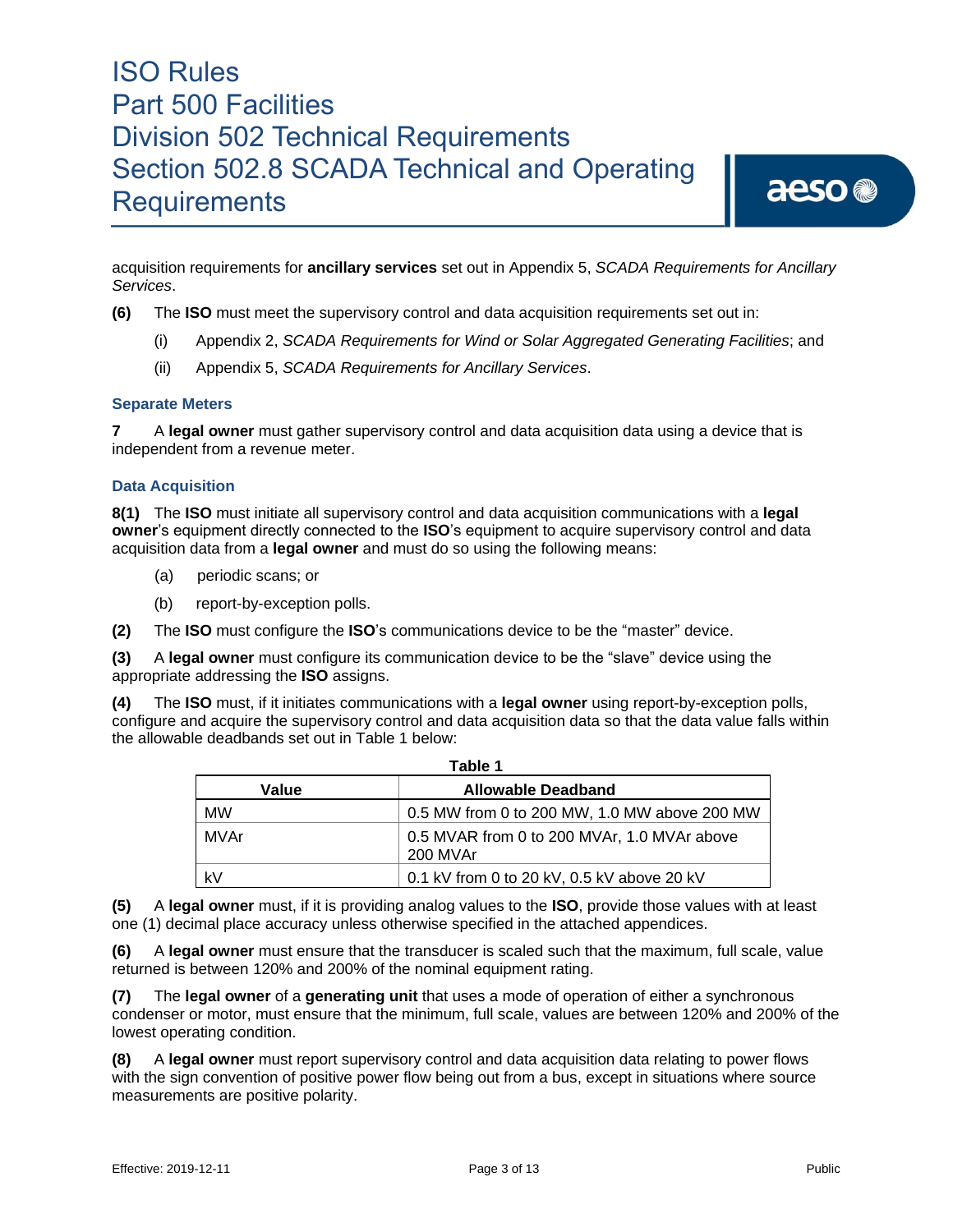acquisition requirements for **ancillary services** set out in Appendix 5, *SCADA Requirements for Ancillary Services*.

**(6)** The **ISO** must meet the supervisory control and data acquisition requirements set out in:

(i) Appendix 2, *SCADA Requirements for Wind or Solar Aggregated Generating Facilities*; and

(ii) Appendix 5, *SCADA Requirements for Ancillary Services*.

### Separate Meters

**7** A **legal owner** must gather supervisory control and data acquisition data using a device that is independent from a revenue meter.

### Data Acquisition

**8(1)** The **ISO** must initiate all supervisory control and data acquisition communications with a **legal owner**'s equipment directly connected to the **ISO**'s equipment to acquire supervisory control and data acquisition data from a **legal owner** and must do so using the following means:

(a) periodic scans; or

(b) report-by-exception polls.

**(2)** The **ISO** must configure the **ISO**'s communications device to be the "master" device.

**(3)** A **legal owner** must configure its communication device to be the "slave" device using the appropriate addressing the **ISO** assigns.

**(4)** The **ISO** must, if it initiates communications with a **legal owner** using report-by-exception polls, configure and acquire the supervisory control and data acquisition data so that the data value falls within the allowable deadbands set out in Table 1 below:

**Table 1**

| Value | Allowable Deadband |
|---|---|
| MW | 0.5 MW from 0 to 200 MW, 1.0 MW above 200 MW |
| MVAr | 0.5 MVAR from 0 to 200 MVAr, 1.0 MVAr above 200 MVAr |
| kV | 0.1 kV from 0 to 20 kV, 0.5 kV above 20 kV |

**(5)** A **legal owner** must, if it is providing analog values to the **ISO**, provide those values with at least one (1) decimal place accuracy unless otherwise specified in the attached appendices.

**(6)** A **legal owner** must ensure that the transducer is scaled such that the maximum, full scale, value returned is between 120% and 200% of the nominal equipment rating.

**(7)** The **legal owner** of a **generating unit** that uses a mode of operation of either a synchronous condenser or motor, must ensure that the minimum, full scale, values are between 120% and 200% of the lowest operating condition.

**(8)** A **legal owner** must report supervisory control and data acquisition data relating to power flows with the sign convention of positive power flow being out from a bus, except in situations where source measurements are positive polarity.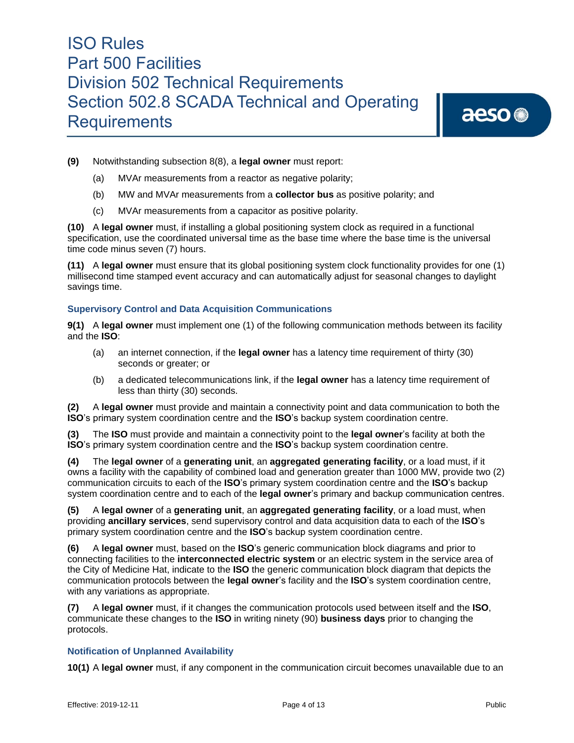**(9)** Notwithstanding subsection 8(8), a **legal owner** must report:

(a) MVAr measurements from a reactor as negative polarity;

(b) MW and MVAr measurements from a **collector bus** as positive polarity; and

(c) MVAr measurements from a capacitor as positive polarity.

**(10)** A **legal owner** must, if installing a global positioning system clock as required in a functional specification, use the coordinated universal time as the base time where the base time is the universal time code minus seven (7) hours.

**(11)** A **legal owner** must ensure that its global positioning system clock functionality provides for one (1) millisecond time stamped event accuracy and can automatically adjust for seasonal changes to daylight savings time.

### Supervisory Control and Data Acquisition Communications

**9(1)** A **legal owner** must implement one (1) of the following communication methods between its facility and the **ISO**:

(a) an internet connection, if the **legal owner** has a latency time requirement of thirty (30) seconds or greater; or

(b) a dedicated telecommunications link, if the **legal owner** has a latency time requirement of less than thirty (30) seconds.

**(2)** A **legal owner** must provide and maintain a connectivity point and data communication to both the **ISO**'s primary system coordination centre and the **ISO**'s backup system coordination centre.

**(3)** The **ISO** must provide and maintain a connectivity point to the **legal owner**'s facility at both the **ISO**'s primary system coordination centre and the **ISO**'s backup system coordination centre.

**(4)** The **legal owner** of a **generating unit**, an **aggregated generating facility**, or a load must, if it owns a facility with the capability of combined load and generation greater than 1000 MW, provide two (2) communication circuits to each of the **ISO**'s primary system coordination centre and the **ISO**'s backup system coordination centre and to each of the **legal owner**'s primary and backup communication centres.

**(5)** A **legal owner** of a **generating unit**, an **aggregated generating facility**, or a load must, when providing **ancillary services**, send supervisory control and data acquisition data to each of the **ISO**'s primary system coordination centre and the **ISO**'s backup system coordination centre.

**(6)** A **legal owner** must, based on the **ISO**'s generic communication block diagrams and prior to connecting facilities to the **interconnected electric system** or an electric system in the service area of the City of Medicine Hat, indicate to the **ISO** the generic communication block diagram that depicts the communication protocols between the **legal owner**'s facility and the **ISO**'s system coordination centre, with any variations as appropriate.

**(7)** A **legal owner** must, if it changes the communication protocols used between itself and the **ISO**, communicate these changes to the **ISO** in writing ninety (90) **business days** prior to changing the protocols.

### Notification of Unplanned Availability

**10(1)** A **legal owner** must, if any component in the communication circuit becomes unavailable due to an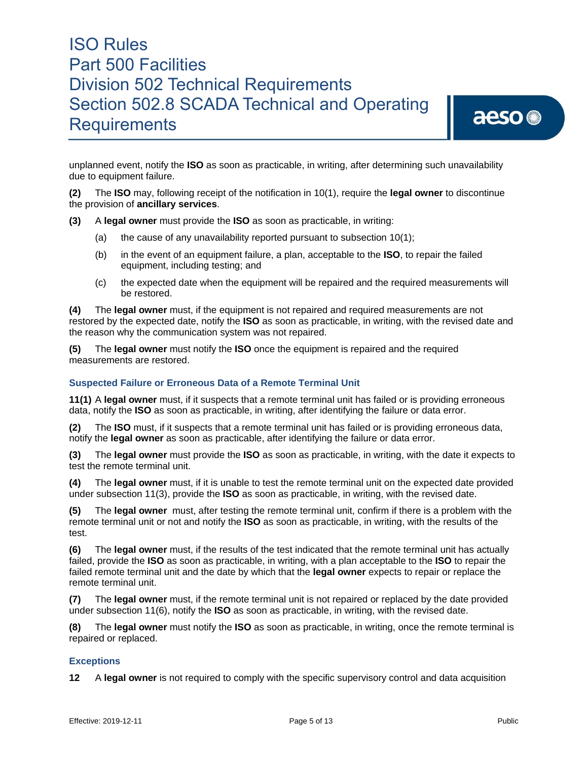unplanned event, notify the **ISO** as soon as practicable, in writing, after determining such unavailability due to equipment failure.

**(2)** The **ISO** may, following receipt of the notification in 10(1), require the **legal owner** to discontinue the provision of **ancillary services**.

**(3)** A **legal owner** must provide the **ISO** as soon as practicable, in writing:

(a) the cause of any unavailability reported pursuant to subsection 10(1);

(b) in the event of an equipment failure, a plan, acceptable to the **ISO**, to repair the failed equipment, including testing; and

(c) the expected date when the equipment will be repaired and the required measurements will be restored.

**(4)** The **legal owner** must, if the equipment is not repaired and required measurements are not restored by the expected date, notify the **ISO** as soon as practicable, in writing, with the revised date and the reason why the communication system was not repaired.

**(5)** The **legal owner** must notify the **ISO** once the equipment is repaired and the required measurements are restored.

### Suspected Failure or Erroneous Data of a Remote Terminal Unit

**11(1)** A **legal owner** must, if it suspects that a remote terminal unit has failed or is providing erroneous data, notify the **ISO** as soon as practicable, in writing, after identifying the failure or data error.

**(2)** The **ISO** must, if it suspects that a remote terminal unit has failed or is providing erroneous data, notify the **legal owner** as soon as practicable, after identifying the failure or data error.

**(3)** The **legal owner** must provide the **ISO** as soon as practicable, in writing, with the date it expects to test the remote terminal unit.

**(4)** The **legal owner** must, if it is unable to test the remote terminal unit on the expected date provided under subsection 11(3), provide the **ISO** as soon as practicable, in writing, with the revised date.

**(5)** The **legal owner** must, after testing the remote terminal unit, confirm if there is a problem with the remote terminal unit or not and notify the **ISO** as soon as practicable, in writing, with the results of the test.

**(6)** The **legal owner** must, if the results of the test indicated that the remote terminal unit has actually failed, provide the **ISO** as soon as practicable, in writing, with a plan acceptable to the **ISO** to repair the failed remote terminal unit and the date by which that the **legal owner** expects to repair or replace the remote terminal unit.

**(7)** The **legal owner** must, if the remote terminal unit is not repaired or replaced by the date provided under subsection 11(6), notify the **ISO** as soon as practicable, in writing, with the revised date.

**(8)** The **legal owner** must notify the **ISO** as soon as practicable, in writing, once the remote terminal is repaired or replaced.

### Exceptions

**12** A **legal owner** is not required to comply with the specific supervisory control and data acquisition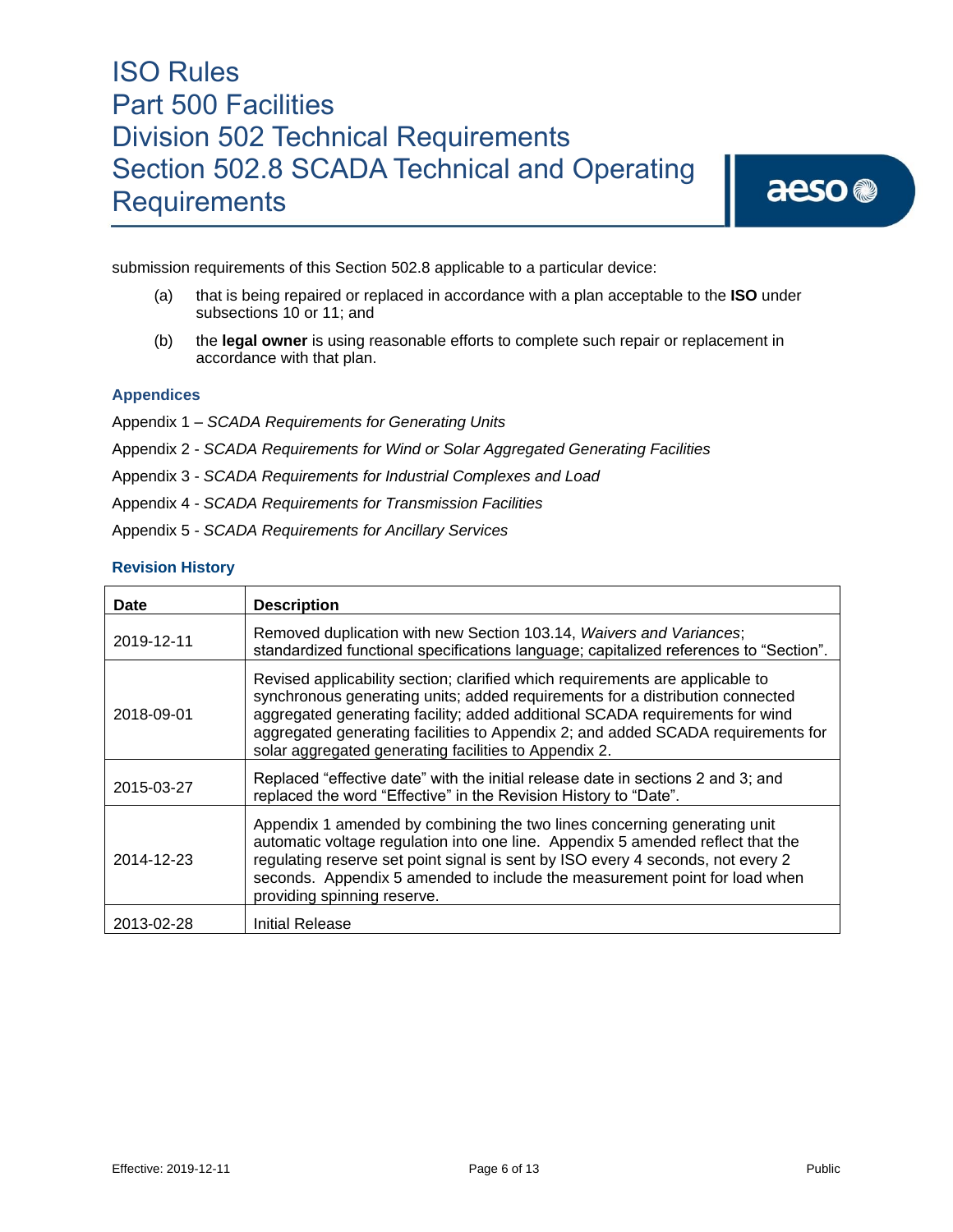submission requirements of this Section 502.8 applicable to a particular device:

(a) that is being repaired or replaced in accordance with a plan acceptable to the **ISO** under subsections 10 or 11; and

(b) the **legal owner** is using reasonable efforts to complete such repair or replacement in accordance with that plan.

### Appendices

Appendix 1 – *SCADA Requirements for Generating Units*

Appendix 2 - *SCADA Requirements for Wind or Solar Aggregated Generating Facilities*

Appendix 3 - *SCADA Requirements for Industrial Complexes and Load*

Appendix 4 - *SCADA Requirements for Transmission Facilities*

Appendix 5 - *SCADA Requirements for Ancillary Services*

### Revision History

| Date | Description |
|---|---|
| 2019-12-11 | Removed duplication with new Section 103.14, *Waivers and Variances*; standardized functional specifications language; capitalized references to "Section". |
| 2018-09-01 | Revised applicability section; clarified which requirements are applicable to synchronous generating units; added requirements for a distribution connected aggregated generating facility; added additional SCADA requirements for wind aggregated generating facilities to Appendix 2; and added SCADA requirements for solar aggregated generating facilities to Appendix 2. |
| 2015-03-27 | Replaced "effective date" with the initial release date in sections 2 and 3; and replaced the word "Effective" in the Revision History to "Date". |
| 2014-12-23 | Appendix 1 amended by combining the two lines concerning generating unit automatic voltage regulation into one line. Appendix 5 amended reflect that the regulating reserve set point signal is sent by ISO every 4 seconds, not every 2 seconds. Appendix 5 amended to include the measurement point for load when providing spinning reserve. |
| 2013-02-28 | Initial Release |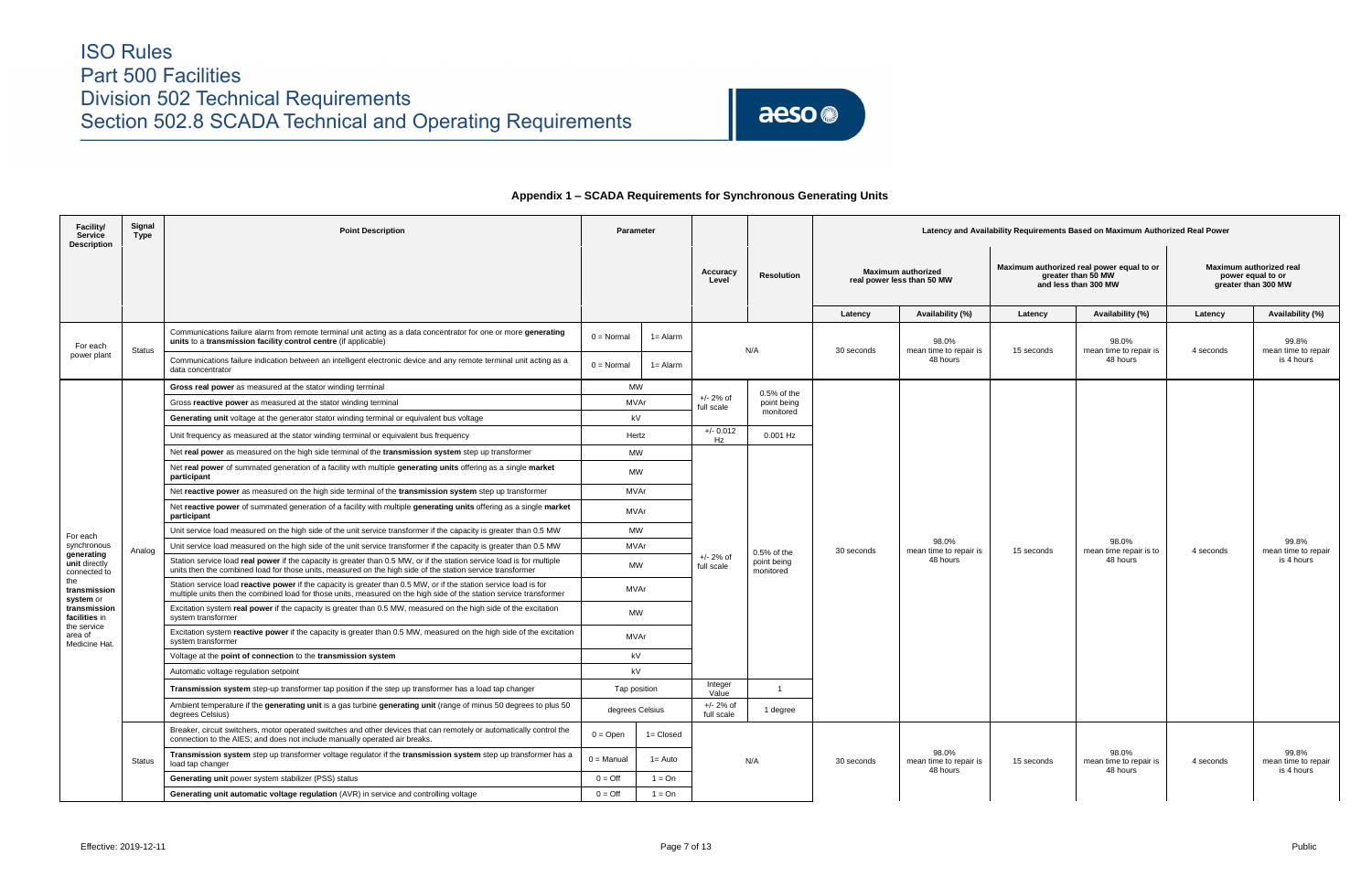# ISO Rules
## Part 500 Facilities
## Division 502 Technical Requirements
## Section 502.8 SCADA Technical and Operating Requirements

### Appendix 1 – SCADA Requirements for Synchronous Generating Units

| Facility/ Service Description | Signal Type | Point Description | Parameter | | Accuracy Level | Resolution | Latency and Availability Requirements Based on Maximum Authorized Real Power | | | | | |
|---|---|---|---|---|---|---|---|---|---|---|---|---|
| | | | | | | | Maximum authorized real power less than 50 MW | | Maximum authorized real power equal to or greater than 50 MW and less than 300 MW | | Maximum authorized real power equal to or greater than 300 MW | |
| | | | | | | | Latency | Availability (%) | Latency | Availability (%) | Latency | Availability (%) |
| For each power plant | Status | Communications failure alarm from remote terminal unit acting as a data concentrator for one or more **generating units** to a **transmission facility control centre** (if applicable) | 0 = Normal | 1= Alarm | N/A | | 30 seconds | 98.0% mean time to repair is 48 hours | 15 seconds | 98.0% mean time to repair is 48 hours | 4 seconds | 99.8% mean time to repair is 4 hours |
| | | Communications failure indication between an intelligent electronic device and any remote terminal unit acting as a data concentrator | 0 = Normal | 1= Alarm | | | | | | | | |
| For each synchronous **generating unit** directly connected to the **transmission system** or **transmission facilities** in the service area of Medicine Hat. | Analog | **Gross real power** as measured at the stator winding terminal | MW | | +/- 2% of full scale | 0.5% of the point being monitored | 30 seconds | 98.0% mean time to repair is 48 hours | 15 seconds | 98.0% mean time repair is to 48 hours | 4 seconds | 99.8% mean time to repair is 4 hours |
| | | Gross **reactive power** as measured at the stator winding terminal | MVAr | | | | | | | | | |
| | | **Generating unit** voltage at the generator stator winding terminal or equivalent bus voltage | kV | | | | | | | | | |
| | | Unit frequency as measured at the stator winding terminal or equivalent bus frequency | Hertz | | +/- 0.012 Hz | 0.001 Hz | | | | | | |
| | | Net **real power** as measured on the high side terminal of the **transmission system** step up transformer | MW | | +/- 2% of full scale | 0.5% of the point being monitored | | | | | | |
| | | Net **real power** of summated generation of a facility with multiple **generating units** offering as a single **market participant** | MW | | | | | | | | | |
| | | Net **reactive power** as measured on the high side terminal of the **transmission system** step up transformer | MVAr | | | | | | | | | |
| | | Net **reactive power** of summated generation of a facility with multiple **generating units** offering as a single **market participant** | MVAr | | | | | | | | | |
| | | Unit service load measured on the high side of the unit service transformer if the capacity is greater than 0.5 MW | MW | | | | | | | | | |
| | | Unit service load measured on the high side of the unit service transformer if the capacity is greater than 0.5 MW | MVAr | | | | | | | | | |
| | | Station service load **real power** if the capacity is greater than 0.5 MW, or if the station service load is for multiple units then the combined load for those units, measured on the high side of the station service transformer | MW | | | | | | | | | |
| | | Station service load **reactive power** if the capacity is greater than 0.5 MW, or if the station service load is for multiple units then the combined load for those units, measured on the high side of the station service transformer | MVAr | | | | | | | | | |
| | | Excitation system **real power** if the capacity is greater than 0.5 MW, measured on the high side of the excitation system transformer | MW | | | | | | | | | |
| | | Excitation system **reactive power** if the capacity is greater than 0.5 MW, measured on the high side of the excitation system transformer | MVAr | | | | | | | | | |
| | | Voltage at the **point of connection** to the **transmission system** | kV | | | | | | | | | |
| | | Automatic voltage regulation setpoint | kV | | | | | | | | | |
| | | **Transmission system** step-up transformer tap position if the step up transformer has a load tap changer | Tap position | | Integer Value | 1 | | | | | | |
| | | Ambient temperature if the **generating unit** is a gas turbine **generating unit** (range of minus 50 degrees to plus 50 degrees Celsius) | degrees Celsius | | +/- 2% of full scale | 1 degree | | | | | | |
| | Status | Breaker, circuit switchers, motor operated switches and other devices that can remotely or automatically control the connection to the AIES; and does not include manually operated air breaks. | 0 = Open | 1= Closed | N/A | | 30 seconds | 98.0% mean time to repair is 48 hours | 15 seconds | 98.0% mean time to repair is 48 hours | 4 seconds | 99.8% mean time to repair is 4 hours |
| | | **Transmission system** step up transformer voltage regulator if the **transmission system** step up transformer has a load tap changer | 0 = Manual | 1= Auto | | | | | | | | |
| | | **Generating unit** power system stabilizer (PSS) status | 0 = Off | 1 = On | | | | | | | | |
| | | **Generating unit automatic voltage regulation** (AVR) in service and controlling voltage | 0 = Off | 1 = On | | | | | | | | |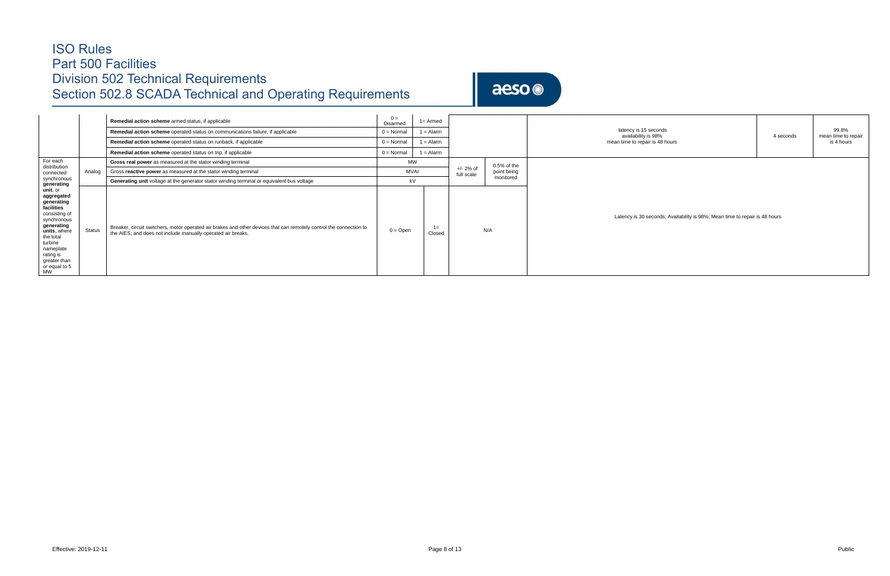| | | | | | | | | | |
|---|---|---|---|---|---|---|---|---|---|
| | | **Remedial action scheme** armed status, if applicable | 0 = Disarmed | 1= Armed | | | latency is 15 seconds<br>availability is 98%<br>mean time to repair is 48 hours | 4 seconds | 99.8%<br>mean time to repair is 4 hours |
| | | **Remedial action scheme** operated status on communications failure, if applicable | 0 = Normal | 1 = Alarm | | | | | |
| | | **Remedial action scheme** operated status on runback, if applicable | 0 = Normal | 1 = Alarm | | | | | |
| | | **Remedial action scheme** operated status on trip, if applicable | 0 = Normal | 1 = Alarm | | | | | |
| For each distribution connected synchronous **generating unit**, or **aggregated generating facilities** consisting of synchronous **generating units**, where the total turbine nameplate rating is greater than or equal to 5 MW | Analog | **Gross real power** as measured at the stator winding terminal | MW | | +/- 2% of full scale | 0.5% of the point being monitored | | | |
| | | Gross **reactive power** as measured at the stator winding terminal | MVAr | | | | | | |
| | | **Generating unit** voltage at the generator stator winding terminal or equivalent bus voltage | kV | | | | | | |
| | Status | Breaker, circuit switchers, motor operated air brakes and other devices that can remotely control the connection to the AIES; and does not include manually operated air breaks. | 0 = Open | 1= Closed | N/A | | Latency is 30 seconds; Availability is 98%; Mean time to repair is 48 hours | | |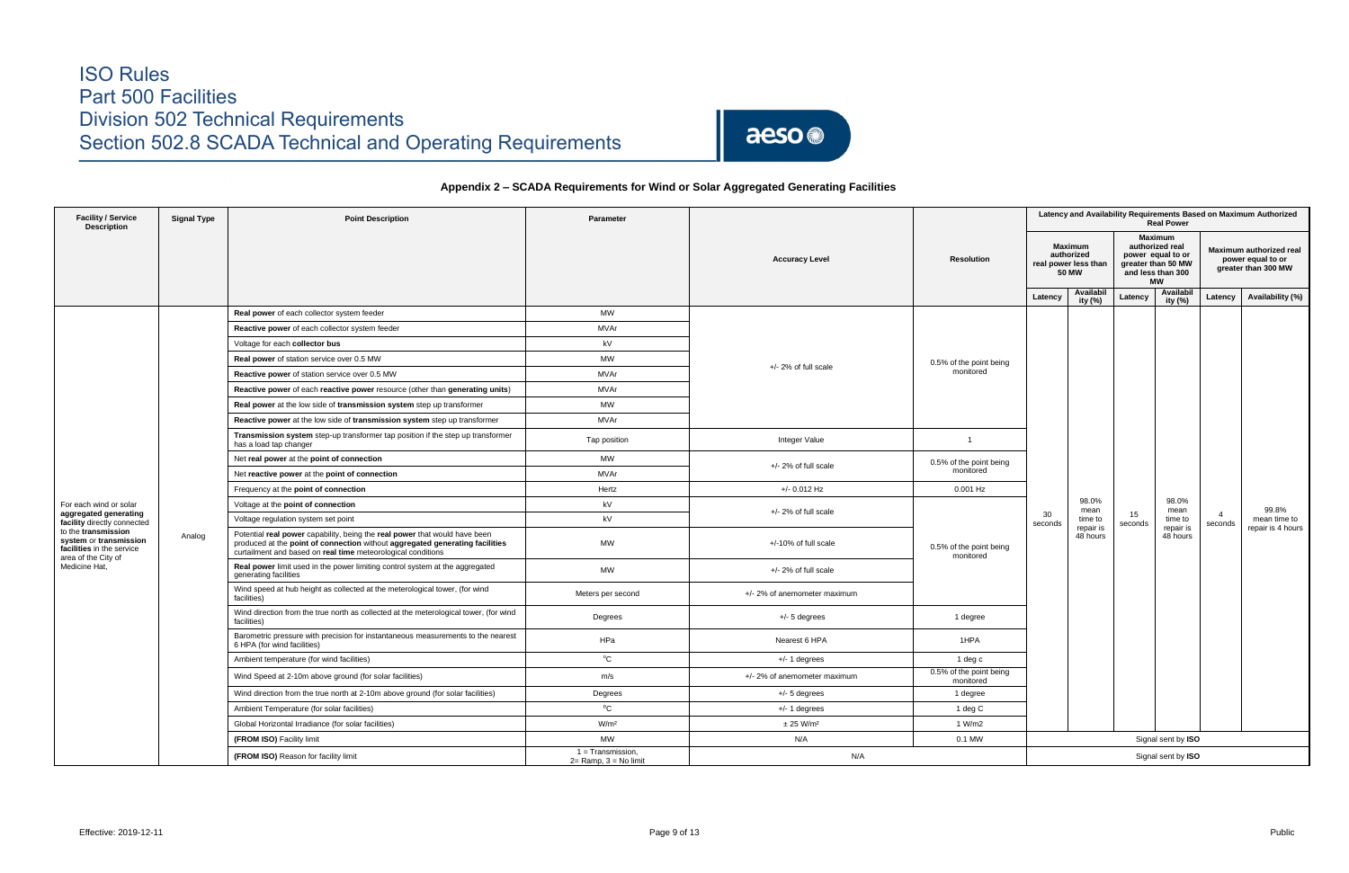# ISO Rules
## Part 500 Facilities
## Division 502 Technical Requirements
## Section 502.8 SCADA Technical and Operating Requirements

### Appendix 2 – SCADA Requirements for Wind or Solar Aggregated Generating Facilities

| Facility / Service Description | Signal Type | Point Description | Parameter | Accuracy Level | Resolution | Latency and Availability Requirements Based on Maximum Authorized Real Power | | | | | |
|---|---|---|---|---|---|---|---|---|---|---|---|
| | | | | | | Maximum authorized real power less than 50 MW | | Maximum authorized real power equal to or greater than 50 MW and less than 300 MW | | Maximum authorized real power equal to or greater than 300 MW | |
| | | | | | | Latency | Availability (%) | Latency | Availability (%) | Latency | Availability (%) |
| For each wind or solar **aggregated generating facility** directly connected to the **transmission system** or **transmission facilities** in the service area of the City of Medicine Hat, | Analog | **Real power** of each collector system feeder | MW | +/- 2% of full scale | 0.5% of the point being monitored | 30 seconds | 98.0% mean time to repair is 48 hours | 15 seconds | 98.0% mean time to repair is 48 hours | 4 seconds | 99.8% mean time to repair is 4 hours |
| | | **Reactive power** of each collector system feeder | MVAr | | | | | | | | |
| | | Voltage for each **collector bus** | kV | | | | | | | | |
| | | **Real power** of station service over 0.5 MW | MW | | | | | | | | |
| | | **Reactive power** of station service over 0.5 MW | MVAr | | | | | | | | |
| | | **Reactive power** of each **reactive power** resource (other than **generating units**) | MVAr | | | | | | | | |
| | | **Real power** at the low side of **transmission system** step up transformer | MW | | | | | | | | |
| | | **Reactive power** at the low side of **transmission system** step up transformer | MVAr | | | | | | | | |
| | | **Transmission system** step-up transformer tap position if the step up transformer has a load tap changer | Tap position | Integer Value | 1 | | | | | | |
| | | Net **real power** at the **point of connection** | MW | +/- 2% of full scale | 0.5% of the point being monitored | | | | | | |
| | | Net **reactive power** at the **point of connection** | MVAr | | | | | | | | |
| | | Frequency at the **point of connection** | Hertz | +/- 0.012 Hz | 0.001 Hz | | | | | | |
| | | Voltage at the **point of connection** | kV | +/- 2% of full scale | 0.5% of the point being monitored | | | | | | |
| | | Voltage regulation system set point | kV | | | | | | | | |
| | | Potential **real power** capability, being the **real power** that would have been produced at the **point of connection** without **aggregated generating facilities** curtailment and based on **real time** meteorological conditions | MW | +/-10% of full scale | | | | | | | |
| | | **Real power** limit used in the power limiting control system at the aggregated generating facilities | MW | +/- 2% of full scale | | | | | | | |
| | | Wind speed at hub height as collected at the meterological tower, (for wind facilities) | Meters per second | +/- 2% of anemometer maximum | | | | | | | |
| | | Wind direction from the true north as collected at the meterological tower, (for wind facilities) | Degrees | +/- 5 degrees | 1 degree | | | | | | |
| | | Barometric pressure with precision for instantaneous measurements to the nearest 6 HPA (for wind facilities) | HPa | Nearest 6 HPA | 1HPA | | | | | | |
| | | Ambient temperature (for wind facilities) | °C | +/- 1 degrees | 1 deg c | | | | | | |
| | | Wind Speed at 2-10m above ground (for solar facilities) | m/s | +/- 2% of anemometer maximum | 0.5% of the point being monitored | | | | | | |
| | | Wind direction from the true north at 2-10m above ground (for solar facilities) | Degrees | +/- 5 degrees | 1 degree | | | | | | |
| | | Ambient Temperature (for solar facilities) | °C | +/- 1 degrees | 1 deg C | | | | | | |
| | | Global Horizontal Irradiance (for solar facilities) | W/m² | ± 25 W/m² | 1 W/m2 | | | | | | |
| | | **(FROM ISO)** Facility limit | MW | N/A | 0.1 MW | Signal sent by **ISO** | | | | | |
| | | **(FROM ISO)** Reason for facility limit | 1 = Transmission, 2= Ramp, 3 = No limit | N/A | | Signal sent by **ISO** | | | | | |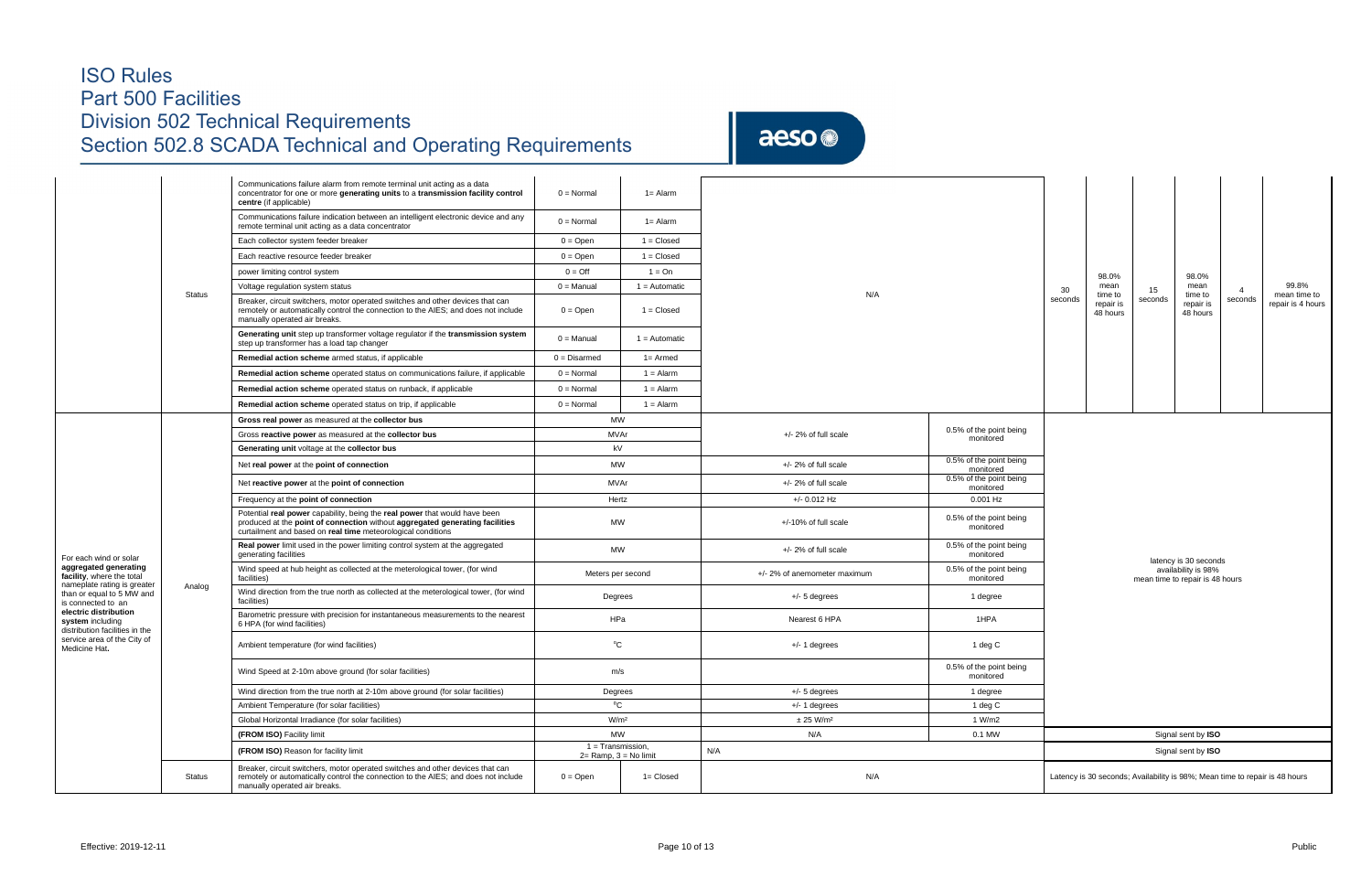# ISO Rules
# Part 500 Facilities
# Division 502 Technical Requirements
# Section 502.8 SCADA Technical and Operating Requirements

| | | | | | | | | | | | | |
|---|---|---|---|---|---|---|---|---|---|---|---|---|
| | Status | Communications failure alarm from remote terminal unit acting as a data concentrator for one or more **generating units** to a **transmission facility control centre** (if applicable) | 0 = Normal | 1= Alarm | N/A | | 30 seconds | 98.0% mean time to repair is 48 hours | 15 seconds | 98.0% mean time to repair is 48 hours | 4 seconds | 99.8% mean time to repair is 4 hours |
| | | Communications failure indication between an intelligent electronic device and any remote terminal unit acting as a data concentrator | 0 = Normal | 1= Alarm | | | | | | | | |
| | | Each collector system feeder breaker | 0 = Open | 1 = Closed | | | | | | | | |
| | | Each reactive resource feeder breaker | 0 = Open | 1 = Closed | | | | | | | | |
| | | power limiting control system | 0 = Off | 1 = On | | | | | | | | |
| | | Voltage regulation system status | 0 = Manual | 1 = Automatic | | | | | | | | |
| | | Breaker, circuit switchers, motor operated switches and other devices that can remotely or automatically control the connection to the AIES; and does not include manually operated air breaks. | 0 = Open | 1 = Closed | | | | | | | | |
| | | **Generating unit** step up transformer voltage regulator if the **transmission system** step up transformer has a load tap changer | 0 = Manual | 1 = Automatic | | | | | | | | |
| | | **Remedial action scheme** armed status, if applicable | 0 = Disarmed | 1= Armed | | | | | | | | |
| | | **Remedial action scheme** operated status on communications failure, if applicable | 0 = Normal | 1 = Alarm | | | | | | | | |
| | | **Remedial action scheme** operated status on runback, if applicable | 0 = Normal | 1 = Alarm | | | | | | | | |
| | | **Remedial action scheme** operated status on trip, if applicable | 0 = Normal | 1 = Alarm | | | | | | | | |
| For each wind or solar **aggregated generating facility**, where the total nameplate rating is greater than or equal to 5 MW and is connected to an **electric distribution system** including distribution facilities in the service area of the City of Medicine Hat. | Analog | **Gross real power** as measured at the **collector bus** | MW | | +/- 2% of full scale | 0.5% of the point being monitored | latency is 30 seconds availability is 98% mean time to repair is 48 hours | | | | | |
| | | Gross **reactive power** as measured at the **collector bus** | MVAr | | | | | | | | | |
| | | **Generating unit** voltage at the **collector bus** | kV | | | | | | | | | |
| | | Net **real power** at the **point of connection** | MW | | +/- 2% of full scale | 0.5% of the point being monitored | | | | | | |
| | | Net **reactive power** at the **point of connection** | MVAr | | +/- 2% of full scale | 0.5% of the point being monitored | | | | | | |
| | | Frequency at the **point of connection** | Hertz | | +/- 0.012 Hz | 0.001 Hz | | | | | | |
| | | Potential **real power** capability, being the **real power** that would have been produced at the **point of connection** without **aggregated generating facilities** curtailment and based on **real time** meteorological conditions | MW | | +/-10% of full scale | 0.5% of the point being monitored | | | | | | |
| | | **Real power** limit used in the power limiting control system at the aggregated generating facilities | MW | | +/- 2% of full scale | 0.5% of the point being monitored | | | | | | |
| | | Wind speed at hub height as collected at the meterological tower, (for wind facilities) | Meters per second | | +/- 2% of anemometer maximum | 0.5% of the point being monitored | | | | | | |
| | | Wind direction from the true north as collected at the meterological tower, (for wind facilities) | Degrees | | +/- 5 degrees | 1 degree | | | | | | |
| | | Barometric pressure with precision for instantaneous measurements to the nearest 6 HPA (for wind facilities) | HPa | | Nearest 6 HPA | 1HPA | | | | | | |
| | | Ambient temperature (for wind facilities) | °C | | +/- 1 degrees | 1 deg C | | | | | | |
| | | Wind Speed at 2-10m above ground (for solar facilities) | m/s | | | 0.5% of the point being monitored | | | | | | |
| | | Wind direction from the true north at 2-10m above ground (for solar facilities) | Degrees | | +/- 5 degrees | 1 degree | | | | | | |
| | | Ambient Temperature (for solar facilities) | °C | | +/- 1 degrees | 1 deg C | | | | | | |
| | | Global Horizontal Irradiance (for solar facilities) | W/m² | | ± 25 W/m² | 1 W/m2 | | | | | | |
| | | **(FROM ISO)** Facility limit | MW | | N/A | 0.1 MW | Signal sent by **ISO** | | | | | |
| | | **(FROM ISO)** Reason for facility limit | 1 = Transmission, 2= Ramp, 3 = No limit | | N/A | | Signal sent by **ISO** | | | | | |
| | Status | Breaker, circuit switchers, motor operated switches and other devices that can remotely or automatically control the connection to the AIES; and does not include manually operated air breaks. | 0 = Open | 1= Closed | N/A | | Latency is 30 seconds; Availability is 98%; Mean time to repair is 48 hours | | | | | |

Effective: 2019-12-11

Public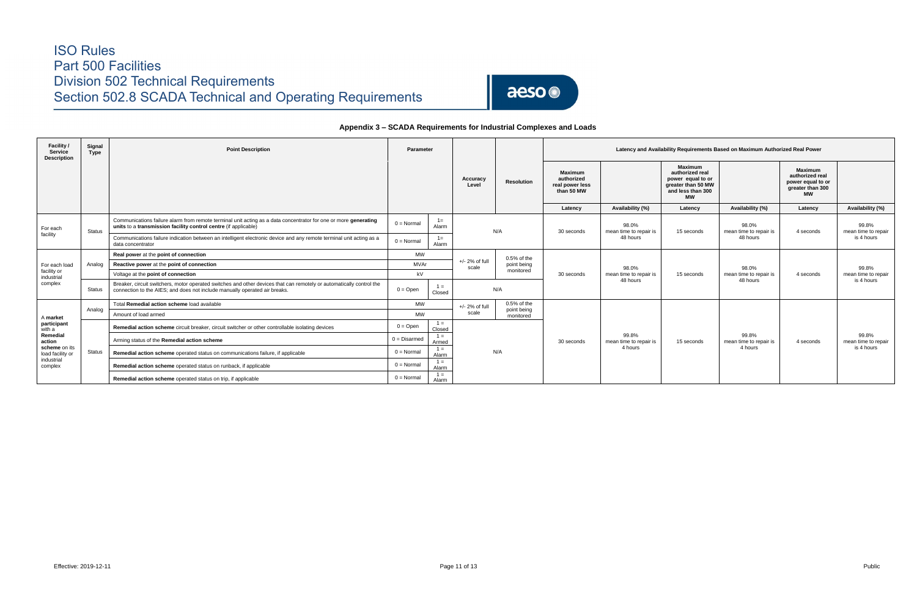# ISO Rules
# Part 500 Facilities
# Division 502 Technical Requirements
# Section 502.8 SCADA Technical and Operating Requirements

### Appendix 3 – SCADA Requirements for Industrial Complexes and Loads

| Facility / Service Description | Signal Type | Point Description | Parameter | | Accuracy Level | Resolution | Latency and Availability Requirements Based on Maximum Authorized Real Power | | | | | |
|---|---|---|---|---|---|---|---|---|---|---|---|---|
| | | | | | | | **Maximum authorized real power less than 50 MW** | | **Maximum authorized real power equal to or greater than 50 MW and less than 300 MW** | | **Maximum authorized real power equal to or greater than 300 MW** | |
| | | | | | | | Latency | Availability (%) | Latency | Availability (%) | Latency | Availability (%) |
| For each facility | Status | Communications failure alarm from remote terminal unit acting as a data concentrator for one or more **generating units** to a **transmission facility control centre** (if applicable) | 0 = Normal | 1= Alarm | N/A | | 30 seconds | 98.0% mean time to repair is 48 hours | 15 seconds | 98.0% mean time to repair is 48 hours | 4 seconds | 99.8% mean time to repair is 4 hours |
| | | Communications failure indication between an intelligent electronic device and any remote terminal unit acting as a data concentrator | 0 = Normal | 1= Alarm | | | | | | | | |
| For each load facility or industrial complex | Analog | **Real power** at the **point of connection** | MW | | +/- 2% of full scale | 0.5% of the point being monitored | 30 seconds | 98.0% mean time to repair is 48 hours | 15 seconds | 98.0% mean time to repair is 48 hours | 4 seconds | 99.8% mean time to repair is 4 hours |
| | | **Reactive power** at the **point of connection** | MVAr | | | | | | | | | |
| | | Voltage at the **point of connection** | kV | | | | | | | | | |
| | Status | Breaker, circuit switchers, motor operated switches and other devices that can remotely or automatically control the connection to the AIES; and does not include manually operated air breaks. | 0 = Open | 1 = Closed | N/A | | | | | | | |
| A **market participant** with a **Remedial action scheme** on its load facility or industrial complex | Analog | Total **Remedial action scheme** load available | MW | | +/- 2% of full scale | 0.5% of the point being monitored | 30 seconds | 99.8% mean time to repair is 4 hours | 15 seconds | 99.8% mean time to repair is 4 hours | 4 seconds | 99.8% mean time to repair is 4 hours |
| | | Amount of load armed | MW | | | | | | | | | |
| | Status | **Remedial action scheme** circuit breaker, circuit switcher or other controllable isolating devices | 0 = Open | 1 = Closed | N/A | | | | | | | |
| | | Arming status of the **Remedial action scheme** | 0 = Disarmed | 1 = Armed | | | | | | | | |
| | | **Remedial action scheme** operated status on communications failure, if applicable | 0 = Normal | 1 = Alarm | | | | | | | | |
| | | **Remedial action scheme** operated status on runback, if applicable | 0 = Normal | 1 = Alarm | | | | | | | | |
| | | **Remedial action scheme** operated status on trip, if applicable | 0 = Normal | 1 = Alarm | | | | | | | | |

Effective: 2019-12-11

Public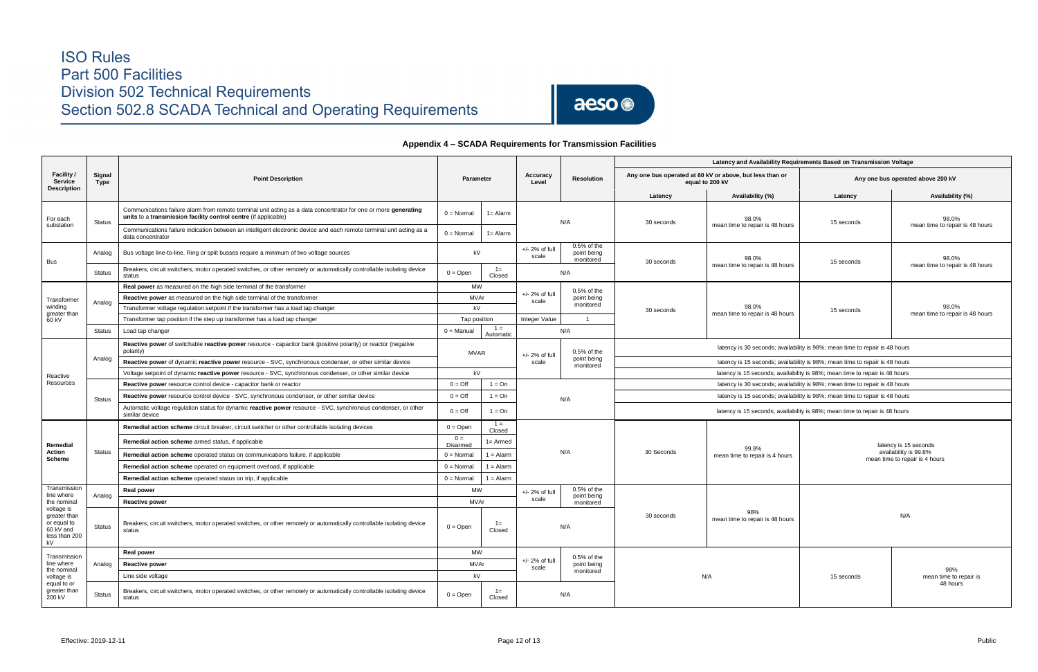## Appendix 4 – SCADA Requirements for Transmission Facilities

| Facility / Service Description | Signal Type | Point Description | Parameter | | Accuracy Level | Resolution | Latency and Availability Requirements Based on Transmission Voltage | | | |
|---|---|---|---|---|---|---|---|---|---|---|
| | | | | | | | Any one bus operated at 60 kV or above, but less than or equal to 200 kV | | Any one bus operated above 200 kV | |
| | | | | | | | Latency | Availability (%) | Latency | Availability (%) |
| For each substation | Status | Communications failure alarm from remote terminal unit acting as a data concentrator for one or more **generating units** to a **transmission facility control centre** (if applicable) | 0 = Normal | 1= Alarm | N/A | | 30 seconds | 98.0% mean time to repair is 48 hours | 15 seconds | 98.0% mean time to repair is 48 hours |
| | | Communications failure indication between an intelligent electronic device and each remote terminal unit acting as a data concentrator | 0 = Normal | 1= Alarm | | | | | | |
| Bus | Analog | Bus voltage line-to-line. Ring or split busses require a minimum of two voltage sources | kV | | +/- 2% of full scale | 0.5% of the point being monitored | 30 seconds | 98.0% mean time to repair is 48 hours | 15 seconds | 98.0% mean time to repair is 48 hours |
| | Status | Breakers, circuit switchers, motor operated switches, or other remotely or automatically controllable isolating device status | 0 = Open | 1= Closed | N/A | | | | | |
| Transformer winding greater than 60 kV | Analog | **Real power** as measured on the high side terminal of the transformer | MW | | +/- 2% of full scale | 0.5% of the point being monitored | 30 seconds | 98.0% mean time to repair is 48 hours | 15 seconds | 98.0% mean time to repair is 48 hours |
| | | **Reactive power** as measured on the high side terminal of the transformer | MVAr | | | | | | | |
| | | Transformer voltage regulation setpoint if the transformer has a load tap changer | kV | | | | | | | |
| | | Transformer tap position if the step up transformer has a load tap changer | Tap position | | Integer Value | 1 | | | | |
| | Status | Load tap changer | 0 = Manual | 1 = Automatic | N/A | | | | | |
| Reactive Resources | Analog | **Reactive power** of switchable **reactive power** resource - capacitor bank (positive polarity) or reactor (negative polarity) | MVAR | | +/- 2% of full scale | 0.5% of the point being monitored | latency is 30 seconds; availability is 98%; mean time to repair is 48 hours | | | |
| | | **Reactive power** of dynamic **reactive power** resource - SVC, synchronous condenser, or other similar device | | | | | latency is 15 seconds; availability is 98%; mean time to repair is 48 hours | | | |
| | | Voltage setpoint of dynamic **reactive power** resource - SVC, synchronous condenser, or other similar device | kV | | | | latency is 15 seconds; availability is 98%; mean time to repair is 48 hours | | | |
| | Status | **Reactive power** resource control device - capacitor bank or reactor | 0 = Off | 1 = On | N/A | | latency is 30 seconds; availability is 98%; mean time to repair is 48 hours | | | |
| | | **Reactive power** resource control device - SVC, synchronous condenser, or other similar device | 0 = Off | 1 = On | | | latency is 15 seconds; availability is 98%; mean time to repair is 48 hours | | | |
| | | Automatic voltage regulation status for dynamic **reactive power** resource - SVC, synchronous condenser, or other similar device | 0 = Off | 1 = On | | | latency is 15 seconds; availability is 98%; mean time to repair is 48 hours | | | |
| Remedial Action Scheme | Status | **Remedial action scheme** circuit breaker, circuit switcher or other controllable isolating devices | 0 = Open | 1 = Closed | N/A | | 30 Seconds | 99.8% mean time to repair is 4 hours | latency is 15 seconds availability is 99.8% mean time to repair is 4 hours | |
| | | **Remedial action scheme** armed status, if applicable | 0 = Disarmed | 1= Armed | | | | | | |
| | | **Remedial action scheme** operated status on communications failure, if applicable | 0 = Normal | 1 = Alarm | | | | | | |
| | | **Remedial action scheme** operated on equipment overload, if applicable | 0 = Normal | 1 = Alarm | | | | | | |
| | | **Remedial action scheme** operated status on trip, if applicable | 0 = Normal | 1 = Alarm | | | | | | |
| Transmission line where the nominal voltage is greater than or equal to 60 kV and less than 200 kV | Analog | **Real power** | MW | | +/- 2% of full scale | 0.5% of the point being monitored | 30 seconds | 98% mean time to repair is 48 hours | N/A | |
| | | **Reactive power** | MVAr | | | | | | | |
| | Status | Breakers, circuit switchers, motor operated switches, or other remotely or automatically controllable isolating device status | 0 = Open | 1= Closed | N/A | | | | | |
| Transmission line where the nominal voltage is equal to or greater than 200 kV | Analog | **Real power** | MW | | +/- 2% of full scale | 0.5% of the point being monitored | N/A | | 15 seconds | 98% mean time to repair is 48 hours |
| | | **Reactive power** | MVAr | | | | | | | |
| | | Line side voltage | kV | | | | | | | |
| | Status | Breakers, circuit switchers, motor operated switches, or other remotely or automatically controllable isolating device status | 0 = Open | 1= Closed | N/A | | | | | |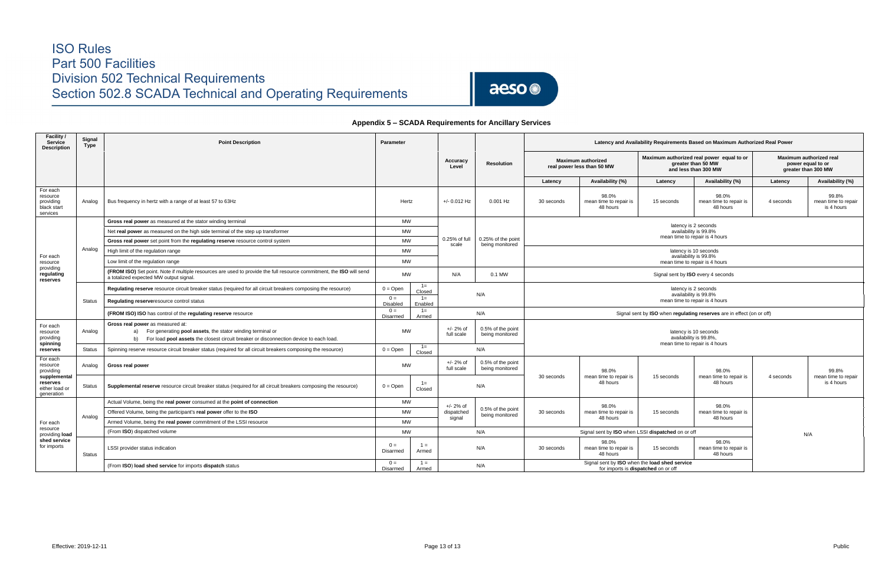# ISO Rules
## Part 500 Facilities
## Division 502 Technical Requirements
## Section 502.8 SCADA Technical and Operating Requirements

### Appendix 5 – SCADA Requirements for Ancillary Services

| Facility / Service Description | Signal Type | Point Description | Parameter | | Accuracy Level | Resolution | Latency and Availability Requirements Based on Maximum Authorized Real Power | | | | | |
|---|---|---|---|---|---|---|---|---|---|---|---|---|
| | | | | | | | Maximum authorized real power less than 50 MW | | Maximum authorized real power equal to or greater than 50 MW and less than 300 MW | | Maximum authorized real power equal to or greater than 300 MW | |
| | | | | | | | Latency | Availability (%) | Latency | Availability (%) | Latency | Availability (%) |
| For each resource providing black start services | Analog | Bus frequency in hertz with a range of at least 57 to 63Hz | Hertz | | +/- 0.012 Hz | 0.001 Hz | 30 seconds | 98.0% mean time to repair is 48 hours | 15 seconds | 98.0% mean time to repair is 48 hours | 4 seconds | 99.8% mean time to repair is 4 hours |
| For each resource providing **regulating reserves** | Analog | **Gross real power** as measured at the stator winding terminal | MW | | 0.25% of full scale | 0.25% of the point being monitored | latency is 2 seconds availability is 99.8% mean time to repair is 4 hours | | | | | |
| | | Net **real power** as measured on the high side terminal of the step up transformer | MW | | | | | | | | | |
| | | **Gross real power** set point from the **regulating reserve** resource control system | MW | | | | | | | | | |
| | | High limit of the regulation range | MW | | | | latency is 10 seconds availability is 99.8% mean time to repair is 4 hours | | | | | |
| | | Low limit of the regulation range | MW | | | | | | | | | |
| | | **(FROM ISO)** Set point. Note if multiple resources are used to provide the full resource commitment, the **ISO** will send a totalized expected MW output signal. | MW | | N/A | 0.1 MW | Signal sent by **ISO** every 4 seconds | | | | | |
| | Status | **Regulating reserve** resource circuit breaker status (required for all circuit breakers composing the resource) | 0 = Open | 1= Closed | N/A | | latency is 2 seconds availability is 99.8% mean time to repair is 4 hours | | | | | |
| | | **Regulating reserve**resource control status | 0 = Disabled | 1= Enabled | | | | | | | | |
| | | **(FROM ISO) ISO** has control of the **regulating reserve** resource | 0 = Disarmed | 1= Armed | N/A | | Signal sent by **ISO** when **regulating reserves** are in effect (on or off) | | | | | |
| For each resource providing **spinning reserves** | Analog | **Gross real power** as measured at:<br>a) For generating **pool assets**, the stator winding terminal or<br>b) For load **pool assets** the closest circuit breaker or disconnection device to each load. | MW | | +/- 2% of full scale | 0.5% of the point being monitored | latency is 10 seconds availability is 99.8%, mean time to repair is 4 hours | | | | | |
| | Status | Spinning reserve resource circuit breaker status (required for all circuit breakers composing the resource) | 0 = Open | 1= Closed | N/A | | | | | | | |
| For each resource providing **supplemental reserves** either load or generation | Analog | **Gross real power** | MW | | +/- 2% of full scale | 0.5% of the point being monitored | 30 seconds | 98.0% mean time to repair is 48 hours | 15 seconds | 98.0% mean time to repair is 48 hours | 4 seconds | 99.8% mean time to repair is 4 hours |
| | Status | **Supplemental reserve** resource circuit breaker status (required for all circuit breakers composing the resource) | 0 = Open | 1= Closed | N/A | | | | | | | |
| For each resource providing **load shed service** for imports | Analog | Actual Volume, being the **real power** consumed at the **point of connection** | MW | | +/- 2% of dispatched signal | 0.5% of the point being monitored | 30 seconds | 98.0% mean time to repair is 48 hours | 15 seconds | 98.0% mean time to repair is 48 hours | N/A | |
| | | Offered Volume, being the participant's **real power** offer to the **ISO** | MW | | | | | | | | | |
| | | Armed Volume, being the **real power** commitment of the LSSI resource | MW | | | | | | | | | |
| | | (From **ISO**) dispatched volume | MW | | N/A | | Signal sent by **ISO** when LSSI **dispatched** on or off | | | | | |
| | Status | LSSI provider status indication | 0 = Disarmed | 1 = Armed | N/A | | 30 seconds | 98.0% mean time to repair is 48 hours | 15 seconds | 98.0% mean time to repair is 48 hours | | |
| | | (From **ISO**) **load shed service** for imports **dispatch** status | 0 = Disarmed | 1 = Armed | N/A | | Signal sent by **ISO** when the **load shed service** for imports is **dispatched** on or off | | | | | |

Effective: 2019-12-11 | Public